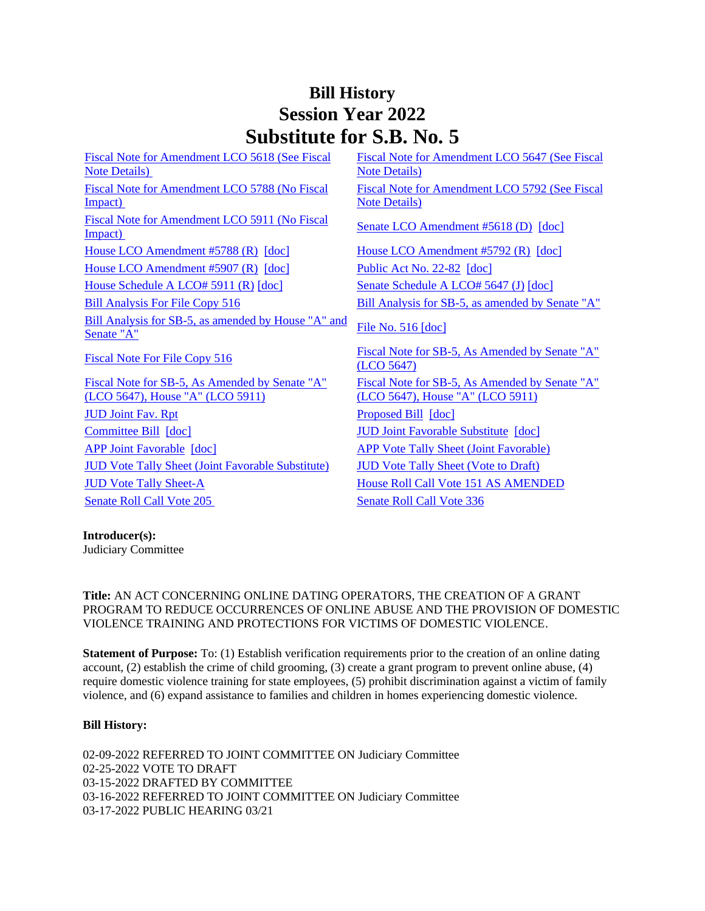# Bill History
# Session Year 2022
# Substitute for S.B. No. 5

| | |
|---|---|
| Fiscal Note for Amendment LCO 5618 (See Fiscal Note Details) | Fiscal Note for Amendment LCO 5647 (See Fiscal Note Details) |
| Fiscal Note for Amendment LCO 5788 (No Fiscal Impact) | Fiscal Note for Amendment LCO 5792 (See Fiscal Note Details) |
| Fiscal Note for Amendment LCO 5911 (No Fiscal Impact) | Senate LCO Amendment #5618 (D) [doc] |
| House LCO Amendment #5788 (R) [doc] | House LCO Amendment #5792 (R) [doc] |
| House LCO Amendment #5907 (R) [doc] | Public Act No. 22-82 [doc] |
| House Schedule A LCO# 5911 (R) [doc] | Senate Schedule A LCO# 5647 (J) [doc] |
| Bill Analysis For File Copy 516 | Bill Analysis for SB-5, as amended by Senate "A" |
| Bill Analysis for SB-5, as amended by House "A" and Senate "A" | File No. 516 [doc] |
| Fiscal Note For File Copy 516 | Fiscal Note for SB-5, As Amended by Senate "A" (LCO 5647) |
| Fiscal Note for SB-5, As Amended by Senate "A" (LCO 5647), House "A" (LCO 5911) | Fiscal Note for SB-5, As Amended by Senate "A" (LCO 5647), House "A" (LCO 5911) |
| JUD Joint Fav. Rpt | Proposed Bill [doc] |
| Committee Bill [doc] | JUD Joint Favorable Substitute [doc] |
| APP Joint Favorable [doc] | APP Vote Tally Sheet (Joint Favorable) |
| JUD Vote Tally Sheet (Joint Favorable Substitute) | JUD Vote Tally Sheet (Vote to Draft) |
| JUD Vote Tally Sheet-A | House Roll Call Vote 151 AS AMENDED |
| Senate Roll Call Vote 205 | Senate Roll Call Vote 336 |

**Introducer(s):**
Judiciary Committee

**Title:** AN ACT CONCERNING ONLINE DATING OPERATORS, THE CREATION OF A GRANT PROGRAM TO REDUCE OCCURRENCES OF ONLINE ABUSE AND THE PROVISION OF DOMESTIC VIOLENCE TRAINING AND PROTECTIONS FOR VICTIMS OF DOMESTIC VIOLENCE.

**Statement of Purpose:** To: (1) Establish verification requirements prior to the creation of an online dating account, (2) establish the crime of child grooming, (3) create a grant program to prevent online abuse, (4) require domestic violence training for state employees, (5) prohibit discrimination against a victim of family violence, and (6) expand assistance to families and children in homes experiencing domestic violence.

**Bill History:**

02-09-2022 REFERRED TO JOINT COMMITTEE ON Judiciary Committee
02-25-2022 VOTE TO DRAFT
03-15-2022 DRAFTED BY COMMITTEE
03-16-2022 REFERRED TO JOINT COMMITTEE ON Judiciary Committee
03-17-2022 PUBLIC HEARING 03/21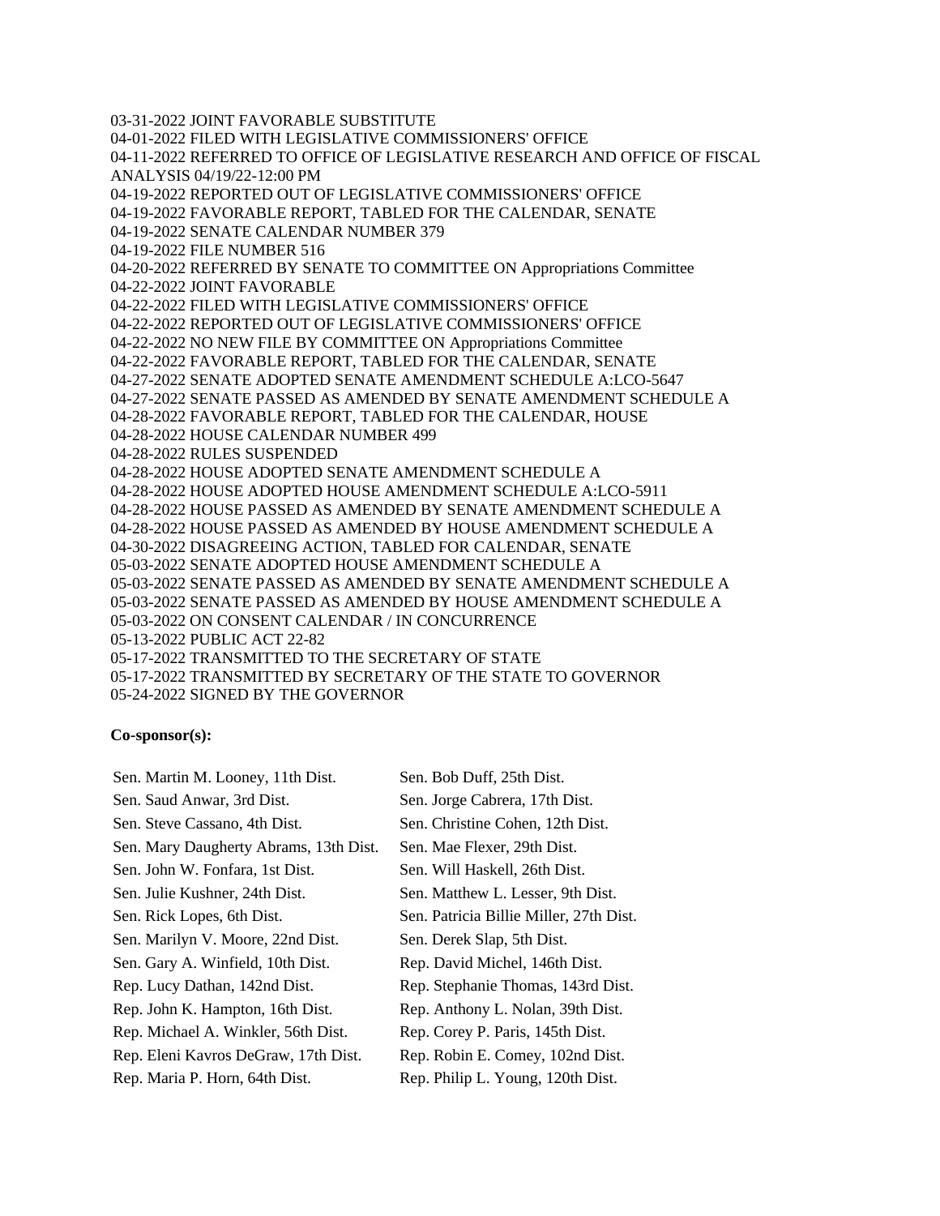03-31-2022 JOINT FAVORABLE SUBSTITUTE
04-01-2022 FILED WITH LEGISLATIVE COMMISSIONERS' OFFICE
04-11-2022 REFERRED TO OFFICE OF LEGISLATIVE RESEARCH AND OFFICE OF FISCAL ANALYSIS 04/19/22-12:00 PM
04-19-2022 REPORTED OUT OF LEGISLATIVE COMMISSIONERS' OFFICE
04-19-2022 FAVORABLE REPORT, TABLED FOR THE CALENDAR, SENATE
04-19-2022 SENATE CALENDAR NUMBER 379
04-19-2022 FILE NUMBER 516
04-20-2022 REFERRED BY SENATE TO COMMITTEE ON Appropriations Committee
04-22-2022 JOINT FAVORABLE
04-22-2022 FILED WITH LEGISLATIVE COMMISSIONERS' OFFICE
04-22-2022 REPORTED OUT OF LEGISLATIVE COMMISSIONERS' OFFICE
04-22-2022 NO NEW FILE BY COMMITTEE ON Appropriations Committee
04-22-2022 FAVORABLE REPORT, TABLED FOR THE CALENDAR, SENATE
04-27-2022 SENATE ADOPTED SENATE AMENDMENT SCHEDULE A:LCO-5647
04-27-2022 SENATE PASSED AS AMENDED BY SENATE AMENDMENT SCHEDULE A
04-28-2022 FAVORABLE REPORT, TABLED FOR THE CALENDAR, HOUSE
04-28-2022 HOUSE CALENDAR NUMBER 499
04-28-2022 RULES SUSPENDED
04-28-2022 HOUSE ADOPTED SENATE AMENDMENT SCHEDULE A
04-28-2022 HOUSE ADOPTED HOUSE AMENDMENT SCHEDULE A:LCO-5911
04-28-2022 HOUSE PASSED AS AMENDED BY SENATE AMENDMENT SCHEDULE A
04-28-2022 HOUSE PASSED AS AMENDED BY HOUSE AMENDMENT SCHEDULE A
04-30-2022 DISAGREEING ACTION, TABLED FOR CALENDAR, SENATE
05-03-2022 SENATE ADOPTED HOUSE AMENDMENT SCHEDULE A
05-03-2022 SENATE PASSED AS AMENDED BY SENATE AMENDMENT SCHEDULE A
05-03-2022 SENATE PASSED AS AMENDED BY HOUSE AMENDMENT SCHEDULE A
05-03-2022 ON CONSENT CALENDAR / IN CONCURRENCE
05-13-2022 PUBLIC ACT 22-82
05-17-2022 TRANSMITTED TO THE SECRETARY OF STATE
05-17-2022 TRANSMITTED BY SECRETARY OF THE STATE TO GOVERNOR
05-24-2022 SIGNED BY THE GOVERNOR

**Co-sponsor(s):**

| | |
|---|---|
| Sen. Martin M. Looney, 11th Dist. | Sen. Bob Duff, 25th Dist. |
| Sen. Saud Anwar, 3rd Dist. | Sen. Jorge Cabrera, 17th Dist. |
| Sen. Steve Cassano, 4th Dist. | Sen. Christine Cohen, 12th Dist. |
| Sen. Mary Daugherty Abrams, 13th Dist. | Sen. Mae Flexer, 29th Dist. |
| Sen. John W. Fonfara, 1st Dist. | Sen. Will Haskell, 26th Dist. |
| Sen. Julie Kushner, 24th Dist. | Sen. Matthew L. Lesser, 9th Dist. |
| Sen. Rick Lopes, 6th Dist. | Sen. Patricia Billie Miller, 27th Dist. |
| Sen. Marilyn V. Moore, 22nd Dist. | Sen. Derek Slap, 5th Dist. |
| Sen. Gary A. Winfield, 10th Dist. | Rep. David Michel, 146th Dist. |
| Rep. Lucy Dathan, 142nd Dist. | Rep. Stephanie Thomas, 143rd Dist. |
| Rep. John K. Hampton, 16th Dist. | Rep. Anthony L. Nolan, 39th Dist. |
| Rep. Michael A. Winkler, 56th Dist. | Rep. Corey P. Paris, 145th Dist. |
| Rep. Eleni Kavros DeGraw, 17th Dist. | Rep. Robin E. Comey, 102nd Dist. |
| Rep. Maria P. Horn, 64th Dist. | Rep. Philip L. Young, 120th Dist. |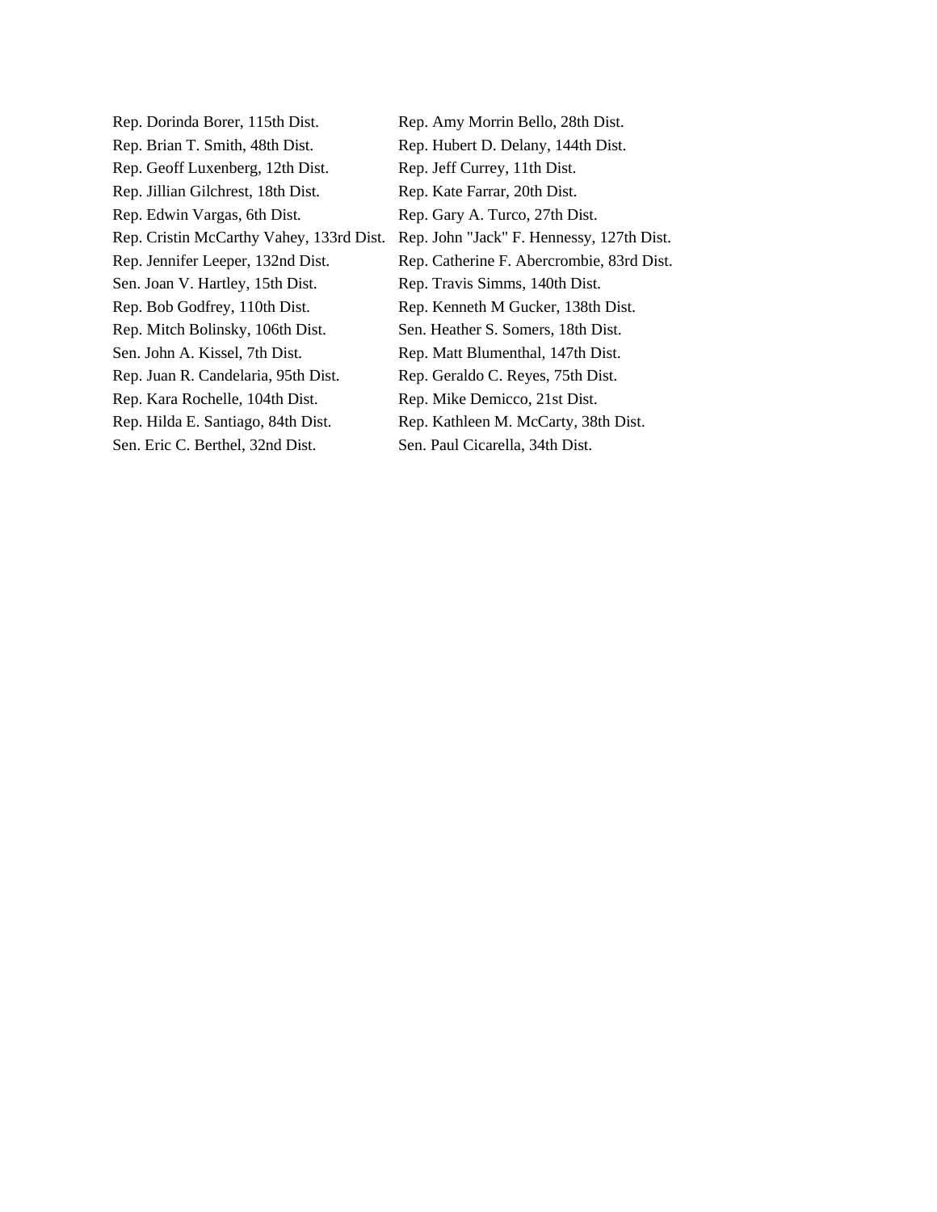Rep. Dorinda Borer, 115th Dist.
Rep. Brian T. Smith, 48th Dist.
Rep. Geoff Luxenberg, 12th Dist.
Rep. Jillian Gilchrest, 18th Dist.
Rep. Edwin Vargas, 6th Dist.
Rep. Cristin McCarthy Vahey, 133rd Dist.
Rep. Jennifer Leeper, 132nd Dist.
Sen. Joan V. Hartley, 15th Dist.
Rep. Bob Godfrey, 110th Dist.
Rep. Mitch Bolinsky, 106th Dist.
Sen. John A. Kissel, 7th Dist.
Rep. Juan R. Candelaria, 95th Dist.
Rep. Kara Rochelle, 104th Dist.
Rep. Hilda E. Santiago, 84th Dist.
Sen. Eric C. Berthel, 32nd Dist.

Rep. Amy Morrin Bello, 28th Dist.
Rep. Hubert D. Delany, 144th Dist.
Rep. Jeff Currey, 11th Dist.
Rep. Kate Farrar, 20th Dist.
Rep. Gary A. Turco, 27th Dist.
Rep. John "Jack" F. Hennessy, 127th Dist.
Rep. Catherine F. Abercrombie, 83rd Dist.
Rep. Travis Simms, 140th Dist.
Rep. Kenneth M Gucker, 138th Dist.
Sen. Heather S. Somers, 18th Dist.
Rep. Matt Blumenthal, 147th Dist.
Rep. Geraldo C. Reyes, 75th Dist.
Rep. Mike Demicco, 21st Dist.
Rep. Kathleen M. McCarty, 38th Dist.
Sen. Paul Cicarella, 34th Dist.